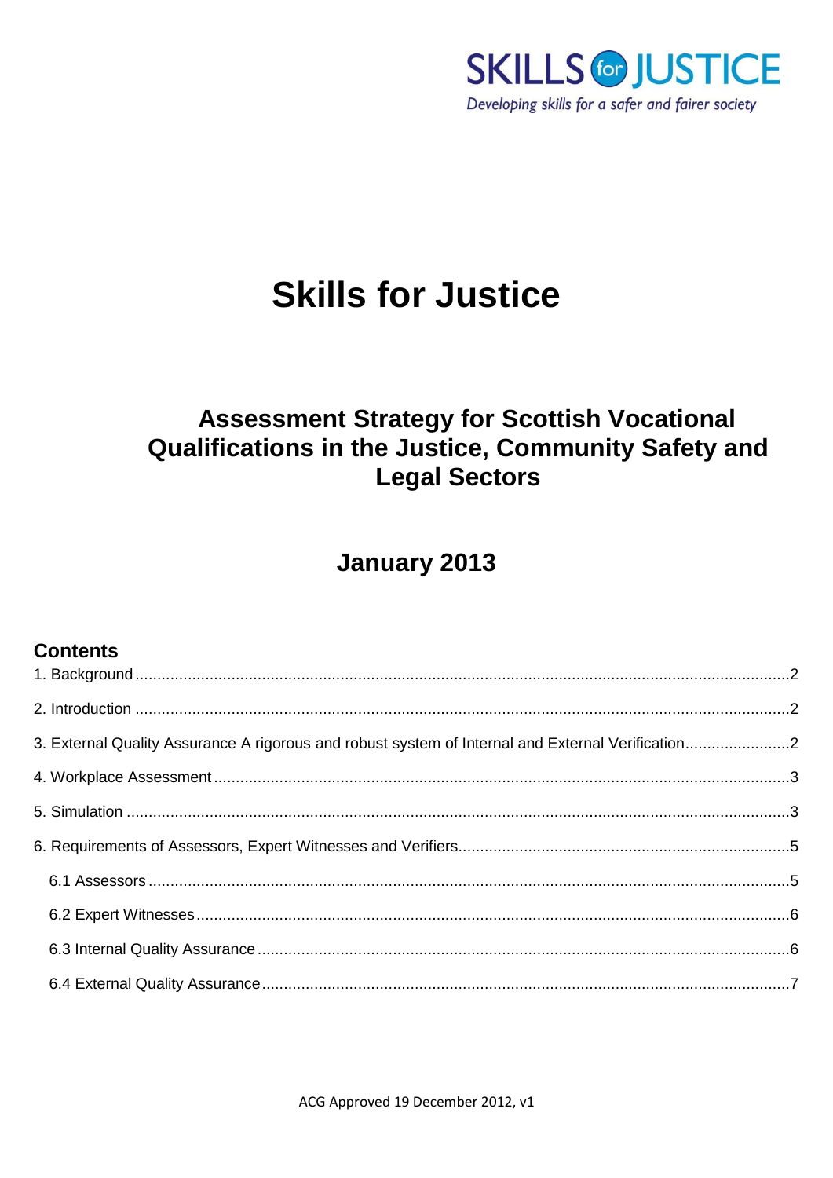SKILLS for JUSTICE

*Developing skills for a safer and fairer society*

# Skills for Justice

## Assessment Strategy for Scottish Vocational Qualifications in the Justice, Community Safety and Legal Sectors

## January 2013

### Contents

1. Background ........................................................................................................ 2
2. Introduction ........................................................................................................ 2
3. External Quality Assurance A rigorous and robust system of Internal and External Verification ........................ 2
4. Workplace Assessment ........................................................................................ 3
5. Simulation ........................................................................................................ 3
6. Requirements of Assessors, Expert Witnesses and Verifiers ................................ 5
   - 6.1 Assessors ................................................................................................ 5
   - 6.2 Expert Witnesses ...................................................................................... 6
   - 6.3 Internal Quality Assurance ........................................................................ 6
   - 6.4 External Quality Assurance ........................................................................ 7

ACG Approved 19 December 2012, v1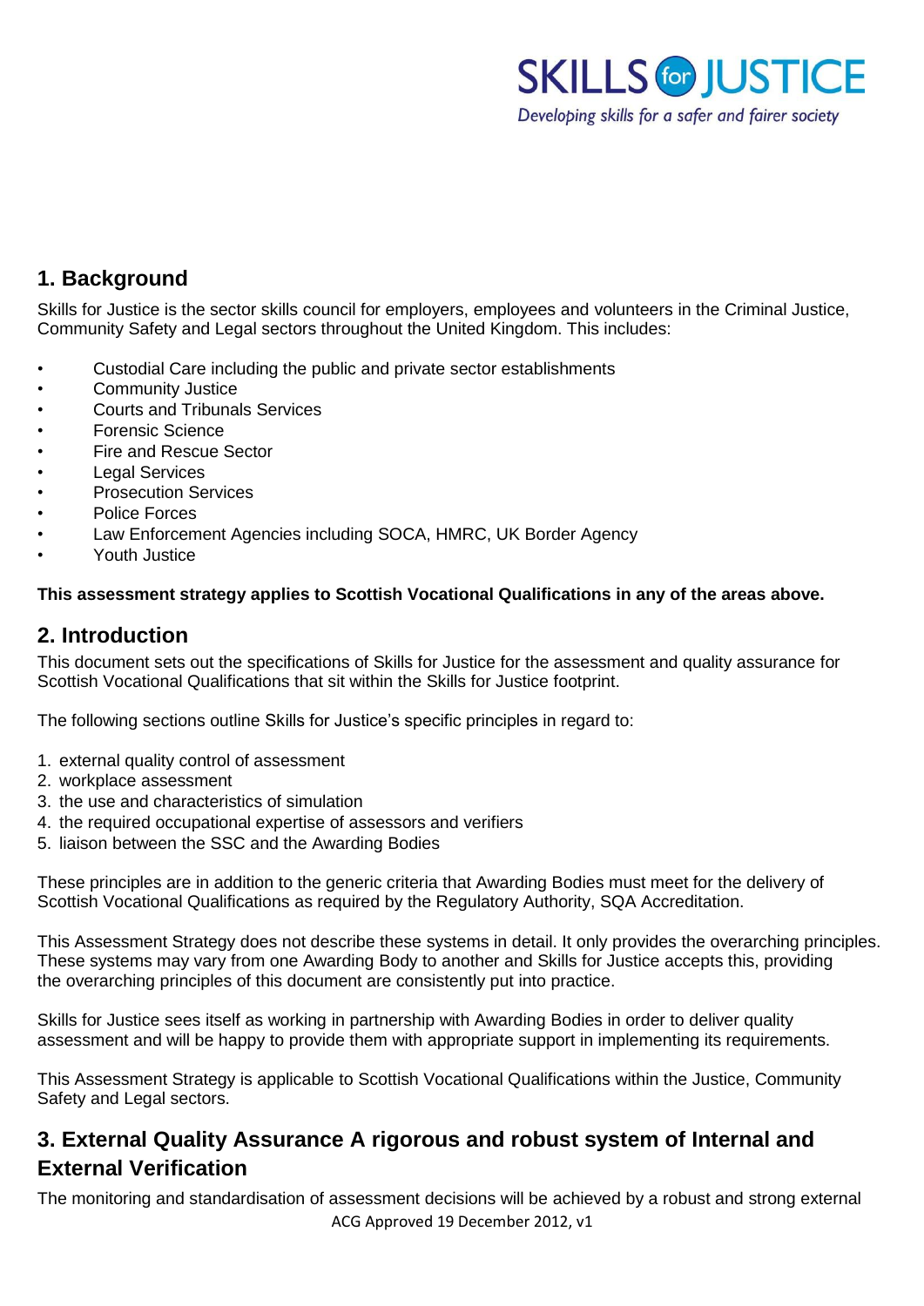## 1. Background

Skills for Justice is the sector skills council for employers, employees and volunteers in the Criminal Justice, Community Safety and Legal sectors throughout the United Kingdom. This includes:

- Custodial Care including the public and private sector establishments
- Community Justice
- Courts and Tribunals Services
- Forensic Science
- Fire and Rescue Sector
- Legal Services
- Prosecution Services
- Police Forces
- Law Enforcement Agencies including SOCA, HMRC, UK Border Agency
- Youth Justice

**This assessment strategy applies to Scottish Vocational Qualifications in any of the areas above.**

## 2. Introduction

This document sets out the specifications of Skills for Justice for the assessment and quality assurance for Scottish Vocational Qualifications that sit within the Skills for Justice footprint.

The following sections outline Skills for Justice's specific principles in regard to:

1. external quality control of assessment
2. workplace assessment
3. the use and characteristics of simulation
4. the required occupational expertise of assessors and verifiers
5. liaison between the SSC and the Awarding Bodies

These principles are in addition to the generic criteria that Awarding Bodies must meet for the delivery of Scottish Vocational Qualifications as required by the Regulatory Authority, SQA Accreditation.

This Assessment Strategy does not describe these systems in detail. It only provides the overarching principles. These systems may vary from one Awarding Body to another and Skills for Justice accepts this, providing the overarching principles of this document are consistently put into practice.

Skills for Justice sees itself as working in partnership with Awarding Bodies in order to deliver quality assessment and will be happy to provide them with appropriate support in implementing its requirements.

This Assessment Strategy is applicable to Scottish Vocational Qualifications within the Justice, Community Safety and Legal sectors.

## 3. External Quality Assurance A rigorous and robust system of Internal and External Verification

The monitoring and standardisation of assessment decisions will be achieved by a robust and strong external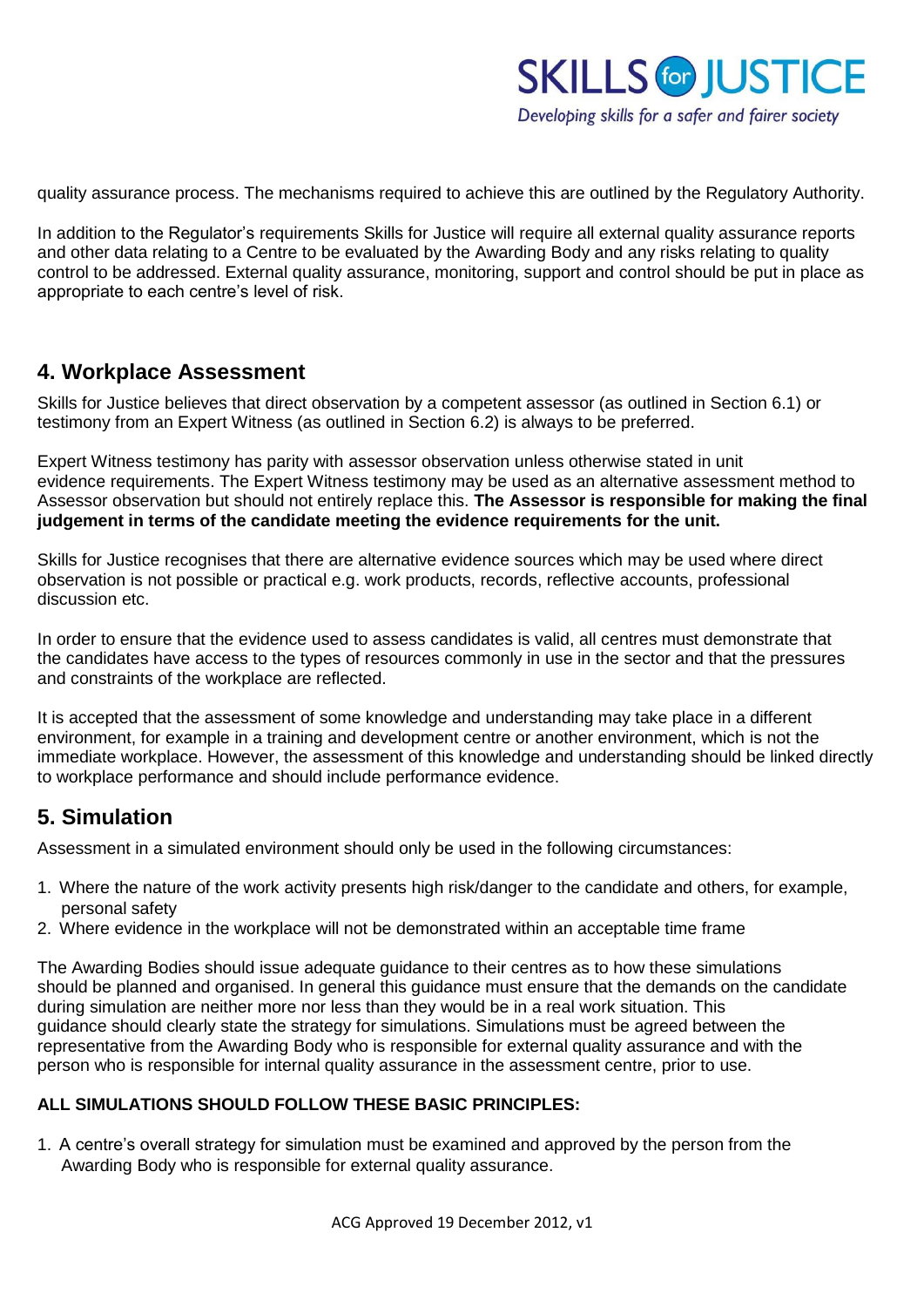quality assurance process. The mechanisms required to achieve this are outlined by the Regulatory Authority.

In addition to the Regulator's requirements Skills for Justice will require all external quality assurance reports and other data relating to a Centre to be evaluated by the Awarding Body and any risks relating to quality control to be addressed. External quality assurance, monitoring, support and control should be put in place as appropriate to each centre's level of risk.

## 4. Workplace Assessment

Skills for Justice believes that direct observation by a competent assessor (as outlined in Section 6.1) or testimony from an Expert Witness (as outlined in Section 6.2) is always to be preferred.

Expert Witness testimony has parity with assessor observation unless otherwise stated in unit evidence requirements. The Expert Witness testimony may be used as an alternative assessment method to Assessor observation but should not entirely replace this. **The Assessor is responsible for making the final judgement in terms of the candidate meeting the evidence requirements for the unit.**

Skills for Justice recognises that there are alternative evidence sources which may be used where direct observation is not possible or practical e.g. work products, records, reflective accounts, professional discussion etc.

In order to ensure that the evidence used to assess candidates is valid, all centres must demonstrate that the candidates have access to the types of resources commonly in use in the sector and that the pressures and constraints of the workplace are reflected.

It is accepted that the assessment of some knowledge and understanding may take place in a different environment, for example in a training and development centre or another environment, which is not the immediate workplace. However, the assessment of this knowledge and understanding should be linked directly to workplace performance and should include performance evidence.

## 5. Simulation

Assessment in a simulated environment should only be used in the following circumstances:

1. Where the nature of the work activity presents high risk/danger to the candidate and others, for example, personal safety
2. Where evidence in the workplace will not be demonstrated within an acceptable time frame

The Awarding Bodies should issue adequate guidance to their centres as to how these simulations should be planned and organised. In general this guidance must ensure that the demands on the candidate during simulation are neither more nor less than they would be in a real work situation. This guidance should clearly state the strategy for simulations. Simulations must be agreed between the representative from the Awarding Body who is responsible for external quality assurance and with the person who is responsible for internal quality assurance in the assessment centre, prior to use.

**ALL SIMULATIONS SHOULD FOLLOW THESE BASIC PRINCIPLES:**

1. A centre's overall strategy for simulation must be examined and approved by the person from the Awarding Body who is responsible for external quality assurance.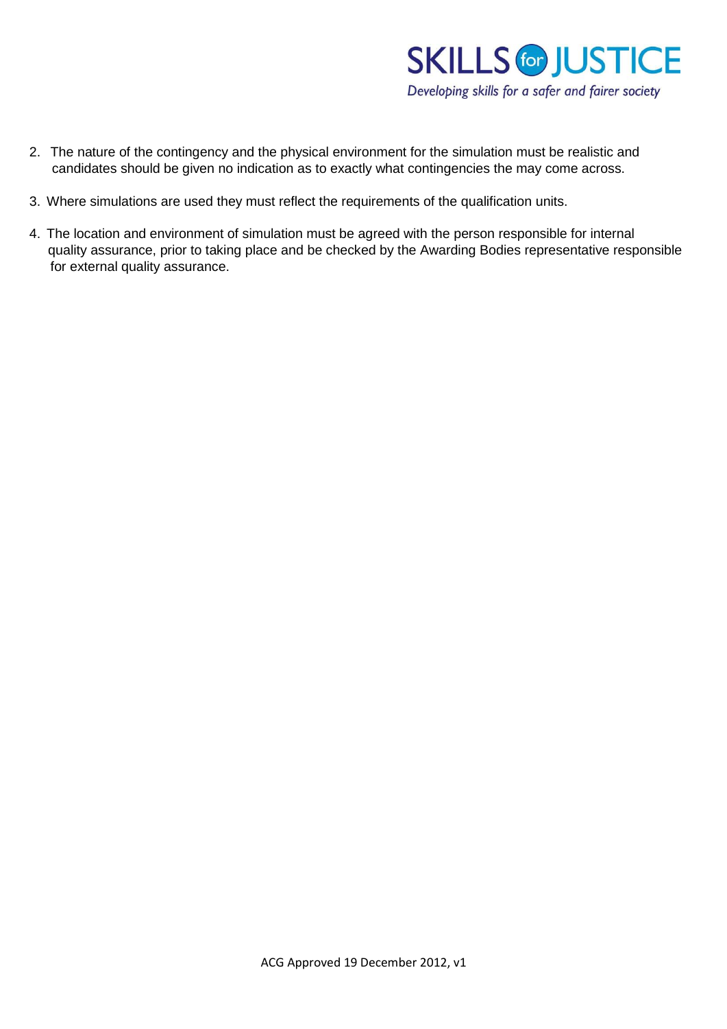2. The nature of the contingency and the physical environment for the simulation must be realistic and candidates should be given no indication as to exactly what contingencies the may come across.

3. Where simulations are used they must reflect the requirements of the qualification units.

4. The location and environment of simulation must be agreed with the person responsible for internal quality assurance, prior to taking place and be checked by the Awarding Bodies representative responsible for external quality assurance.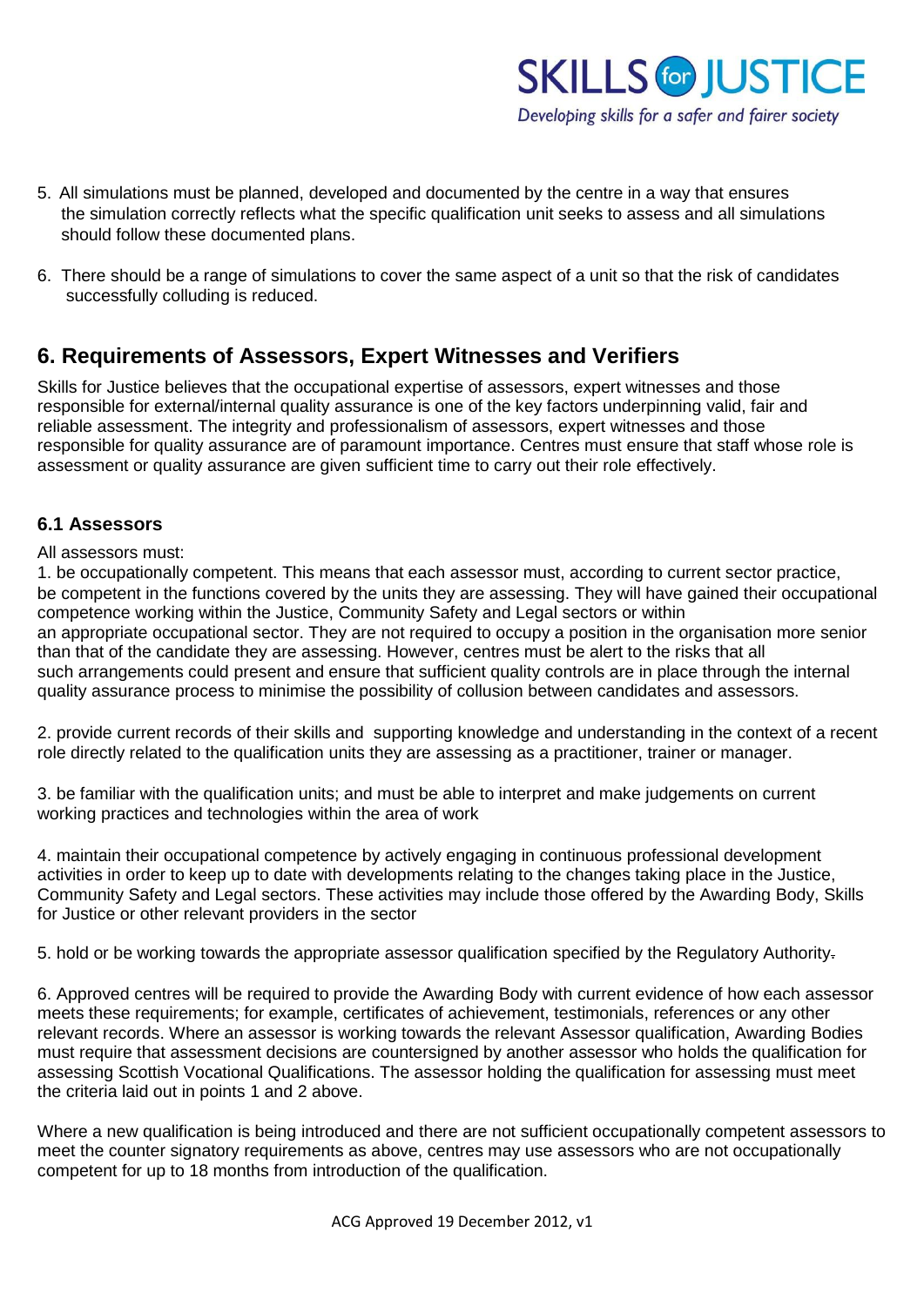5. All simulations must be planned, developed and documented by the centre in a way that ensures the simulation correctly reflects what the specific qualification unit seeks to assess and all simulations should follow these documented plans.

6. There should be a range of simulations to cover the same aspect of a unit so that the risk of candidates successfully colluding is reduced.

## 6. Requirements of Assessors, Expert Witnesses and Verifiers

Skills for Justice believes that the occupational expertise of assessors, expert witnesses and those responsible for external/internal quality assurance is one of the key factors underpinning valid, fair and reliable assessment. The integrity and professionalism of assessors, expert witnesses and those responsible for quality assurance are of paramount importance. Centres must ensure that staff whose role is assessment or quality assurance are given sufficient time to carry out their role effectively.

### 6.1 Assessors

All assessors must:

1. be occupationally competent. This means that each assessor must, according to current sector practice, be competent in the functions covered by the units they are assessing. They will have gained their occupational competence working within the Justice, Community Safety and Legal sectors or within an appropriate occupational sector. They are not required to occupy a position in the organisation more senior than that of the candidate they are assessing. However, centres must be alert to the risks that all such arrangements could present and ensure that sufficient quality controls are in place through the internal quality assurance process to minimise the possibility of collusion between candidates and assessors.

2. provide current records of their skills and supporting knowledge and understanding in the context of a recent role directly related to the qualification units they are assessing as a practitioner, trainer or manager.

3. be familiar with the qualification units; and must be able to interpret and make judgements on current working practices and technologies within the area of work

4. maintain their occupational competence by actively engaging in continuous professional development activities in order to keep up to date with developments relating to the changes taking place in the Justice, Community Safety and Legal sectors. These activities may include those offered by the Awarding Body, Skills for Justice or other relevant providers in the sector

5. hold or be working towards the appropriate assessor qualification specified by the Regulatory Authority.

6. Approved centres will be required to provide the Awarding Body with current evidence of how each assessor meets these requirements; for example, certificates of achievement, testimonials, references or any other relevant records. Where an assessor is working towards the relevant Assessor qualification, Awarding Bodies must require that assessment decisions are countersigned by another assessor who holds the qualification for assessing Scottish Vocational Qualifications. The assessor holding the qualification for assessing must meet the criteria laid out in points 1 and 2 above.

Where a new qualification is being introduced and there are not sufficient occupationally competent assessors to meet the counter signatory requirements as above, centres may use assessors who are not occupationally competent for up to 18 months from introduction of the qualification.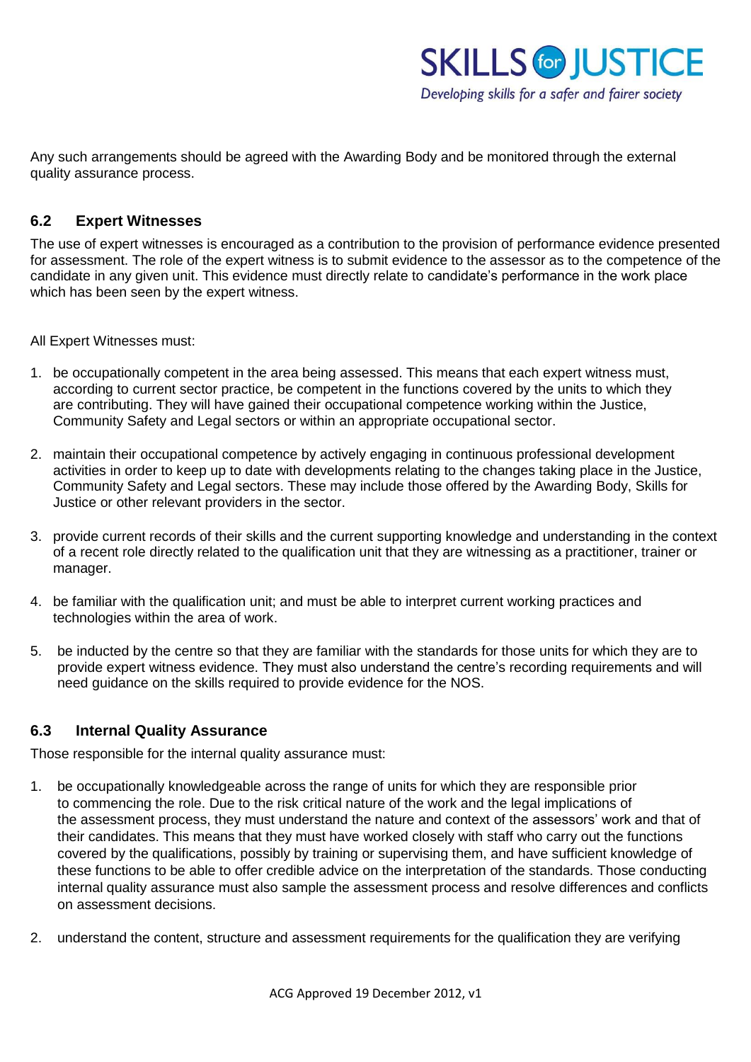Any such arrangements should be agreed with the Awarding Body and be monitored through the external quality assurance process.

### 6.2 Expert Witnesses

The use of expert witnesses is encouraged as a contribution to the provision of performance evidence presented for assessment. The role of the expert witness is to submit evidence to the assessor as to the competence of the candidate in any given unit. This evidence must directly relate to candidate's performance in the work place which has been seen by the expert witness.

All Expert Witnesses must:

1. be occupationally competent in the area being assessed. This means that each expert witness must, according to current sector practice, be competent in the functions covered by the units to which they are contributing. They will have gained their occupational competence working within the Justice, Community Safety and Legal sectors or within an appropriate occupational sector.
2. maintain their occupational competence by actively engaging in continuous professional development activities in order to keep up to date with developments relating to the changes taking place in the Justice, Community Safety and Legal sectors. These may include those offered by the Awarding Body, Skills for Justice or other relevant providers in the sector.
3. provide current records of their skills and the current supporting knowledge and understanding in the context of a recent role directly related to the qualification unit that they are witnessing as a practitioner, trainer or manager.
4. be familiar with the qualification unit; and must be able to interpret current working practices and technologies within the area of work.
5. be inducted by the centre so that they are familiar with the standards for those units for which they are to provide expert witness evidence. They must also understand the centre's recording requirements and will need guidance on the skills required to provide evidence for the NOS.

### 6.3 Internal Quality Assurance

Those responsible for the internal quality assurance must:

1. be occupationally knowledgeable across the range of units for which they are responsible prior to commencing the role. Due to the risk critical nature of the work and the legal implications of the assessment process, they must understand the nature and context of the assessors' work and that of their candidates. This means that they must have worked closely with staff who carry out the functions covered by the qualifications, possibly by training or supervising them, and have sufficient knowledge of these functions to be able to offer credible advice on the interpretation of the standards. Those conducting internal quality assurance must also sample the assessment process and resolve differences and conflicts on assessment decisions.
2. understand the content, structure and assessment requirements for the qualification they are verifying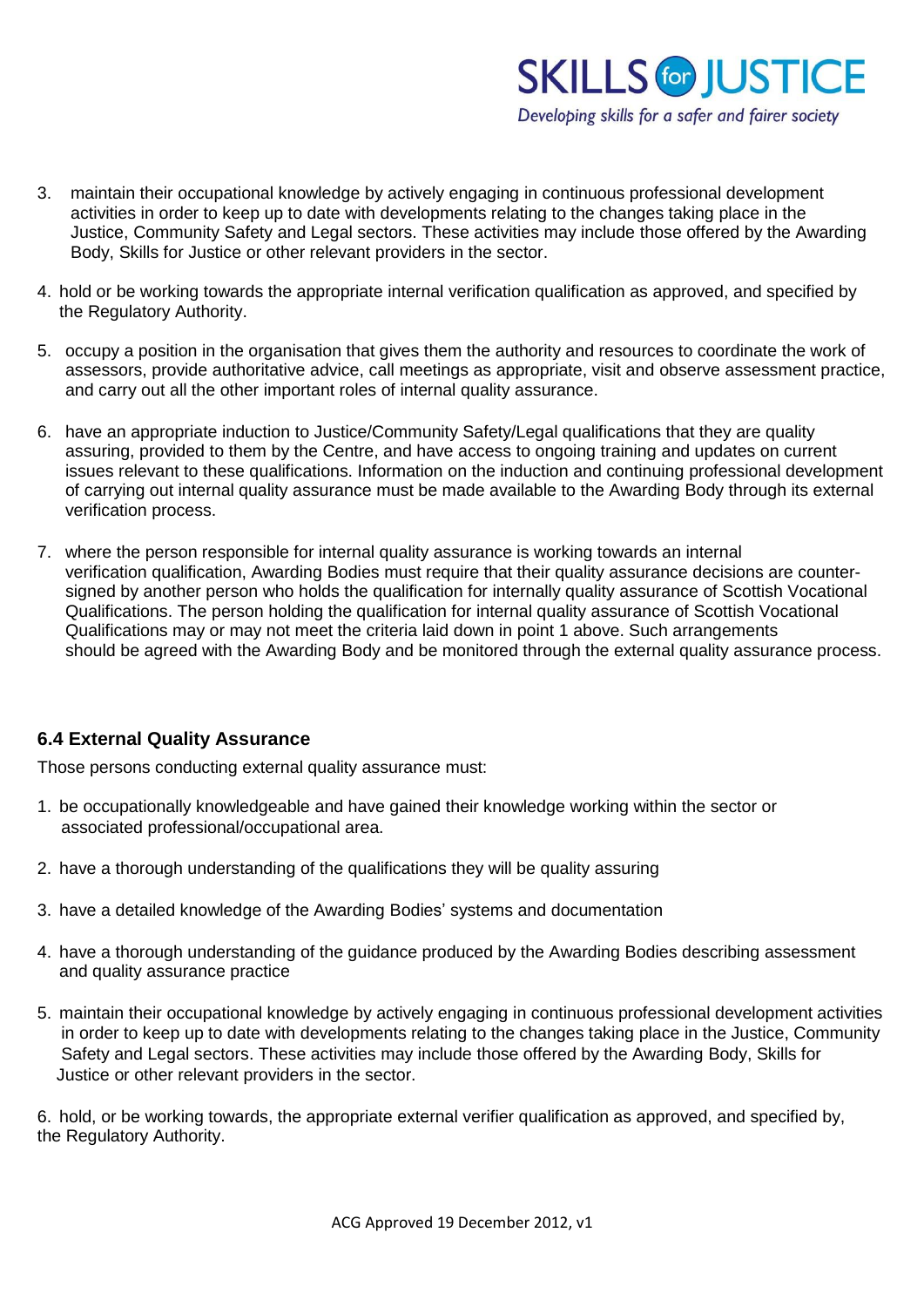3. maintain their occupational knowledge by actively engaging in continuous professional development activities in order to keep up to date with developments relating to the changes taking place in the Justice, Community Safety and Legal sectors. These activities may include those offered by the Awarding Body, Skills for Justice or other relevant providers in the sector.

4. hold or be working towards the appropriate internal verification qualification as approved, and specified by the Regulatory Authority.

5. occupy a position in the organisation that gives them the authority and resources to coordinate the work of assessors, provide authoritative advice, call meetings as appropriate, visit and observe assessment practice, and carry out all the other important roles of internal quality assurance.

6. have an appropriate induction to Justice/Community Safety/Legal qualifications that they are quality assuring, provided to them by the Centre, and have access to ongoing training and updates on current issues relevant to these qualifications. Information on the induction and continuing professional development of carrying out internal quality assurance must be made available to the Awarding Body through its external verification process.

7. where the person responsible for internal quality assurance is working towards an internal verification qualification, Awarding Bodies must require that their quality assurance decisions are counter-signed by another person who holds the qualification for internally quality assurance of Scottish Vocational Qualifications. The person holding the qualification for internal quality assurance of Scottish Vocational Qualifications may or may not meet the criteria laid down in point 1 above. Such arrangements should be agreed with the Awarding Body and be monitored through the external quality assurance process.

### 6.4 External Quality Assurance

Those persons conducting external quality assurance must:

1. be occupationally knowledgeable and have gained their knowledge working within the sector or associated professional/occupational area.

2. have a thorough understanding of the qualifications they will be quality assuring

3. have a detailed knowledge of the Awarding Bodies' systems and documentation

4. have a thorough understanding of the guidance produced by the Awarding Bodies describing assessment and quality assurance practice

5. maintain their occupational knowledge by actively engaging in continuous professional development activities in order to keep up to date with developments relating to the changes taking place in the Justice, Community Safety and Legal sectors. These activities may include those offered by the Awarding Body, Skills for Justice or other relevant providers in the sector.

6. hold, or be working towards, the appropriate external verifier qualification as approved, and specified by, the Regulatory Authority.